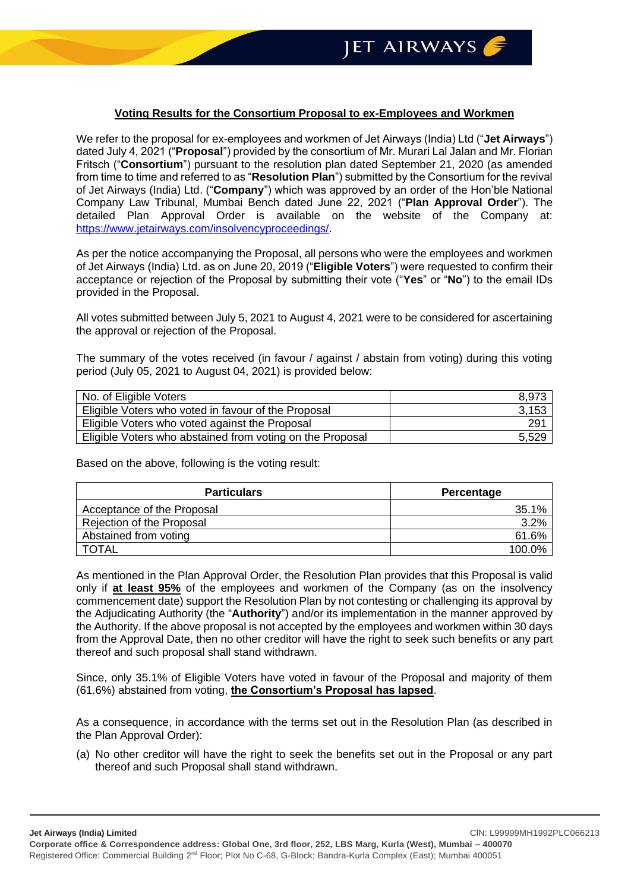## Voting Results for the Consortium Proposal to ex-Employees and Workmen

We refer to the proposal for ex-employees and workmen of Jet Airways (India) Ltd ("**Jet Airways**") dated July 4, 2021 ("**Proposal**") provided by the consortium of Mr. Murari Lal Jalan and Mr. Florian Fritsch ("**Consortium**") pursuant to the resolution plan dated September 21, 2020 (as amended from time to time and referred to as "**Resolution Plan**") submitted by the Consortium for the revival of Jet Airways (India) Ltd. ("**Company**") which was approved by an order of the Hon'ble National Company Law Tribunal, Mumbai Bench dated June 22, 2021 ("**Plan Approval Order**"). The detailed Plan Approval Order is available on the website of the Company at: https://www.jetairways.com/insolvencyproceedings/.

As per the notice accompanying the Proposal, all persons who were the employees and workmen of Jet Airways (India) Ltd. as on June 20, 2019 ("**Eligible Voters**") were requested to confirm their acceptance or rejection of the Proposal by submitting their vote ("**Yes**" or "**No**") to the email IDs provided in the Proposal.

All votes submitted between July 5, 2021 to August 4, 2021 were to be considered for ascertaining the approval or rejection of the Proposal.

The summary of the votes received (in favour / against / abstain from voting) during this voting period (July 05, 2021 to August 04, 2021) is provided below:

| | |
|---|---:|
| No. of Eligible Voters | 8,973 |
| Eligible Voters who voted in favour of the Proposal | 3,153 |
| Eligible Voters who voted against the Proposal | 291 |
| Eligible Voters who abstained from voting on the Proposal | 5,529 |

Based on the above, following is the voting result:

| Particulars | Percentage |
|---|---:|
| Acceptance of the Proposal | 35.1% |
| Rejection of the Proposal | 3.2% |
| Abstained from voting | 61.6% |
| TOTAL | 100.0% |

As mentioned in the Plan Approval Order, the Resolution Plan provides that this Proposal is valid only if **at least 95%** of the employees and workmen of the Company (as on the insolvency commencement date) support the Resolution Plan by not contesting or challenging its approval by the Adjudicating Authority (the "**Authority**") and/or its implementation in the manner approved by the Authority. If the above proposal is not accepted by the employees and workmen within 30 days from the Approval Date, then no other creditor will have the right to seek such benefits or any part thereof and such proposal shall stand withdrawn.

Since, only 35.1% of Eligible Voters have voted in favour of the Proposal and majority of them (61.6%) abstained from voting, **the Consortium's Proposal has lapsed**.

As a consequence, in accordance with the terms set out in the Resolution Plan (as described in the Plan Approval Order):

(a) No other creditor will have the right to seek the benefits set out in the Proposal or any part thereof and such Proposal shall stand withdrawn.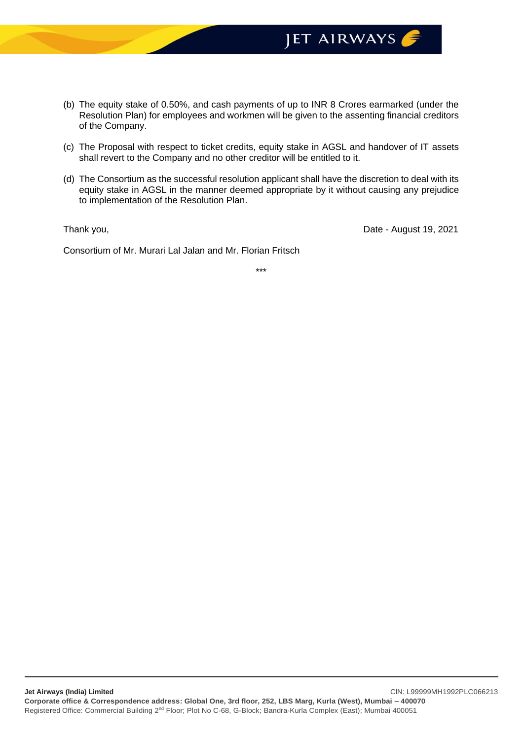(b) The equity stake of 0.50%, and cash payments of up to INR 8 Crores earmarked (under the Resolution Plan) for employees and workmen will be given to the assenting financial creditors of the Company.

(c) The Proposal with respect to ticket credits, equity stake in AGSL and handover of IT assets shall revert to the Company and no other creditor will be entitled to it.

(d) The Consortium as the successful resolution applicant shall have the discretion to deal with its equity stake in AGSL in the manner deemed appropriate by it without causing any prejudice to implementation of the Resolution Plan.

Thank you,

Date - August 19, 2021

Consortium of Mr. Murari Lal Jalan and Mr. Florian Fritsch

***